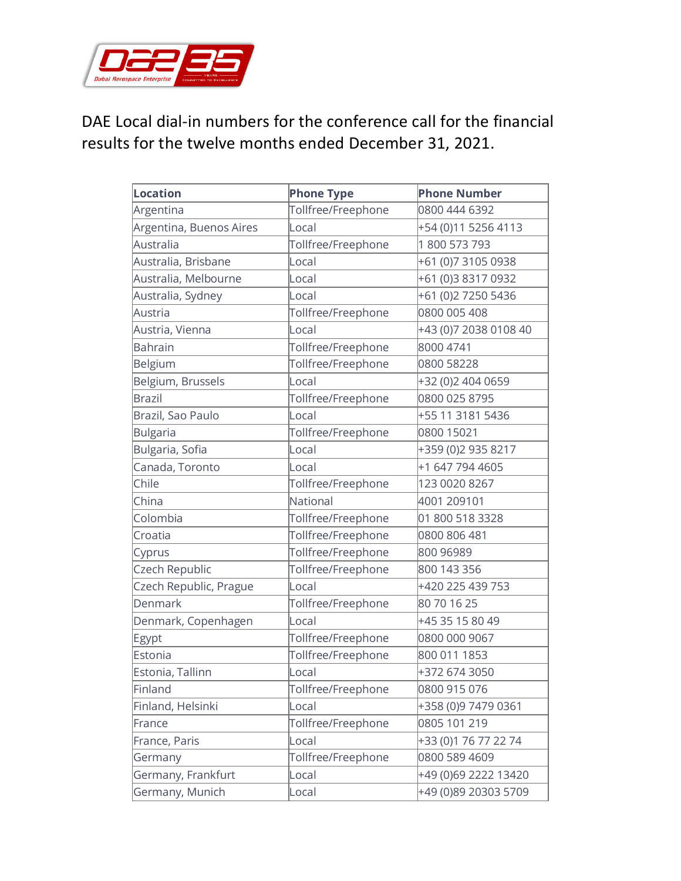DAE Local dial-in numbers for the conference call for the financial results for the twelve months ended December 31, 2021.

| Location | Phone Type | Phone Number |
|---|---|---|
| Argentina | Tollfree/Freephone | 0800 444 6392 |
| Argentina, Buenos Aires | Local | +54 (0)11 5256 4113 |
| Australia | Tollfree/Freephone | 1 800 573 793 |
| Australia, Brisbane | Local | +61 (0)7 3105 0938 |
| Australia, Melbourne | Local | +61 (0)3 8317 0932 |
| Australia, Sydney | Local | +61 (0)2 7250 5436 |
| Austria | Tollfree/Freephone | 0800 005 408 |
| Austria, Vienna | Local | +43 (0)7 2038 0108 40 |
| Bahrain | Tollfree/Freephone | 8000 4741 |
| Belgium | Tollfree/Freephone | 0800 58228 |
| Belgium, Brussels | Local | +32 (0)2 404 0659 |
| Brazil | Tollfree/Freephone | 0800 025 8795 |
| Brazil, Sao Paulo | Local | +55 11 3181 5436 |
| Bulgaria | Tollfree/Freephone | 0800 15021 |
| Bulgaria, Sofia | Local | +359 (0)2 935 8217 |
| Canada, Toronto | Local | +1 647 794 4605 |
| Chile | Tollfree/Freephone | 123 0020 8267 |
| China | National | 4001 209101 |
| Colombia | Tollfree/Freephone | 01 800 518 3328 |
| Croatia | Tollfree/Freephone | 0800 806 481 |
| Cyprus | Tollfree/Freephone | 800 96989 |
| Czech Republic | Tollfree/Freephone | 800 143 356 |
| Czech Republic, Prague | Local | +420 225 439 753 |
| Denmark | Tollfree/Freephone | 80 70 16 25 |
| Denmark, Copenhagen | Local | +45 35 15 80 49 |
| Egypt | Tollfree/Freephone | 0800 000 9067 |
| Estonia | Tollfree/Freephone | 800 011 1853 |
| Estonia, Tallinn | Local | +372 674 3050 |
| Finland | Tollfree/Freephone | 0800 915 076 |
| Finland, Helsinki | Local | +358 (0)9 7479 0361 |
| France | Tollfree/Freephone | 0805 101 219 |
| France, Paris | Local | +33 (0)1 76 77 22 74 |
| Germany | Tollfree/Freephone | 0800 589 4609 |
| Germany, Frankfurt | Local | +49 (0)69 2222 13420 |
| Germany, Munich | Local | +49 (0)89 20303 5709 |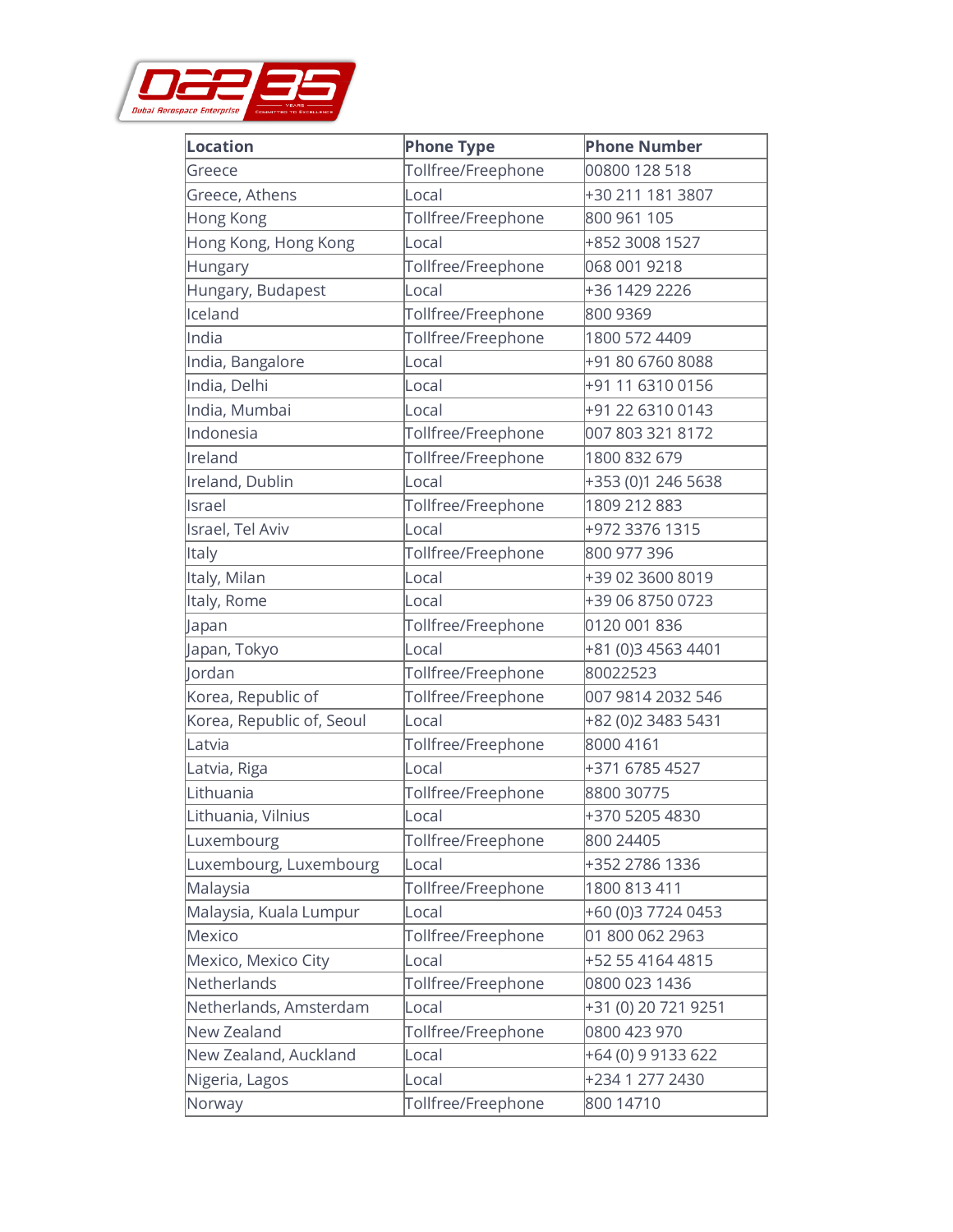| Location | Phone Type | Phone Number |
|---|---|---|
| Greece | Tollfree/Freephone | 00800 128 518 |
| Greece, Athens | Local | +30 211 181 3807 |
| Hong Kong | Tollfree/Freephone | 800 961 105 |
| Hong Kong, Hong Kong | Local | +852 3008 1527 |
| Hungary | Tollfree/Freephone | 068 001 9218 |
| Hungary, Budapest | Local | +36 1429 2226 |
| Iceland | Tollfree/Freephone | 800 9369 |
| India | Tollfree/Freephone | 1800 572 4409 |
| India, Bangalore | Local | +91 80 6760 8088 |
| India, Delhi | Local | +91 11 6310 0156 |
| India, Mumbai | Local | +91 22 6310 0143 |
| Indonesia | Tollfree/Freephone | 007 803 321 8172 |
| Ireland | Tollfree/Freephone | 1800 832 679 |
| Ireland, Dublin | Local | +353 (0)1 246 5638 |
| Israel | Tollfree/Freephone | 1809 212 883 |
| Israel, Tel Aviv | Local | +972 3376 1315 |
| Italy | Tollfree/Freephone | 800 977 396 |
| Italy, Milan | Local | +39 02 3600 8019 |
| Italy, Rome | Local | +39 06 8750 0723 |
| Japan | Tollfree/Freephone | 0120 001 836 |
| Japan, Tokyo | Local | +81 (0)3 4563 4401 |
| Jordan | Tollfree/Freephone | 80022523 |
| Korea, Republic of | Tollfree/Freephone | 007 9814 2032 546 |
| Korea, Republic of, Seoul | Local | +82 (0)2 3483 5431 |
| Latvia | Tollfree/Freephone | 8000 4161 |
| Latvia, Riga | Local | +371 6785 4527 |
| Lithuania | Tollfree/Freephone | 8800 30775 |
| Lithuania, Vilnius | Local | +370 5205 4830 |
| Luxembourg | Tollfree/Freephone | 800 24405 |
| Luxembourg, Luxembourg | Local | +352 2786 1336 |
| Malaysia | Tollfree/Freephone | 1800 813 411 |
| Malaysia, Kuala Lumpur | Local | +60 (0)3 7724 0453 |
| Mexico | Tollfree/Freephone | 01 800 062 2963 |
| Mexico, Mexico City | Local | +52 55 4164 4815 |
| Netherlands | Tollfree/Freephone | 0800 023 1436 |
| Netherlands, Amsterdam | Local | +31 (0) 20 721 9251 |
| New Zealand | Tollfree/Freephone | 0800 423 970 |
| New Zealand, Auckland | Local | +64 (0) 9 9133 622 |
| Nigeria, Lagos | Local | +234 1 277 2430 |
| Norway | Tollfree/Freephone | 800 14710 |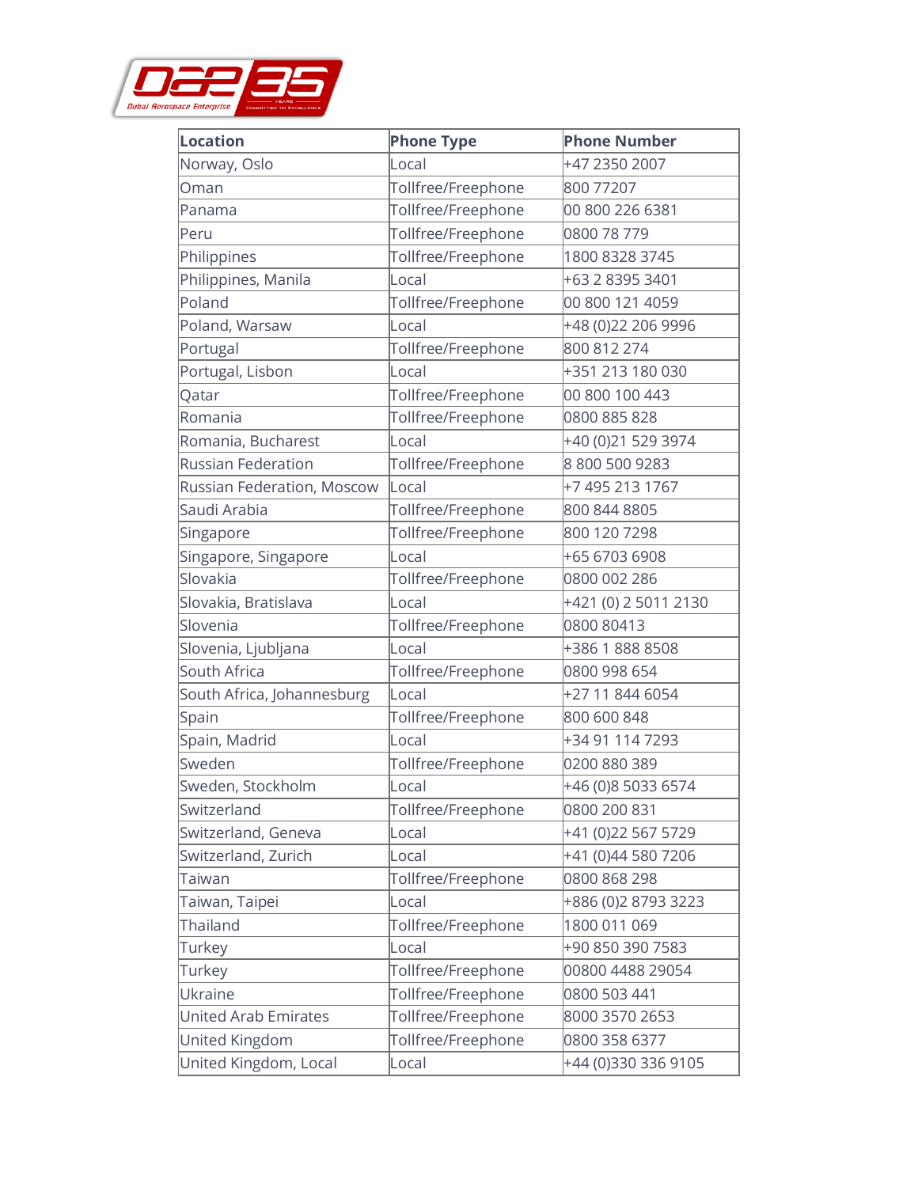| Location | Phone Type | Phone Number |
|---|---|---|
| Norway, Oslo | Local | +47 2350 2007 |
| Oman | Tollfree/Freephone | 800 77207 |
| Panama | Tollfree/Freephone | 00 800 226 6381 |
| Peru | Tollfree/Freephone | 0800 78 779 |
| Philippines | Tollfree/Freephone | 1800 8328 3745 |
| Philippines, Manila | Local | +63 2 8395 3401 |
| Poland | Tollfree/Freephone | 00 800 121 4059 |
| Poland, Warsaw | Local | +48 (0)22 206 9996 |
| Portugal | Tollfree/Freephone | 800 812 274 |
| Portugal, Lisbon | Local | +351 213 180 030 |
| Qatar | Tollfree/Freephone | 00 800 100 443 |
| Romania | Tollfree/Freephone | 0800 885 828 |
| Romania, Bucharest | Local | +40 (0)21 529 3974 |
| Russian Federation | Tollfree/Freephone | 8 800 500 9283 |
| Russian Federation, Moscow | Local | +7 495 213 1767 |
| Saudi Arabia | Tollfree/Freephone | 800 844 8805 |
| Singapore | Tollfree/Freephone | 800 120 7298 |
| Singapore, Singapore | Local | +65 6703 6908 |
| Slovakia | Tollfree/Freephone | 0800 002 286 |
| Slovakia, Bratislava | Local | +421 (0) 2 5011 2130 |
| Slovenia | Tollfree/Freephone | 0800 80413 |
| Slovenia, Ljubljana | Local | +386 1 888 8508 |
| South Africa | Tollfree/Freephone | 0800 998 654 |
| South Africa, Johannesburg | Local | +27 11 844 6054 |
| Spain | Tollfree/Freephone | 800 600 848 |
| Spain, Madrid | Local | +34 91 114 7293 |
| Sweden | Tollfree/Freephone | 0200 880 389 |
| Sweden, Stockholm | Local | +46 (0)8 5033 6574 |
| Switzerland | Tollfree/Freephone | 0800 200 831 |
| Switzerland, Geneva | Local | +41 (0)22 567 5729 |
| Switzerland, Zurich | Local | +41 (0)44 580 7206 |
| Taiwan | Tollfree/Freephone | 0800 868 298 |
| Taiwan, Taipei | Local | +886 (0)2 8793 3223 |
| Thailand | Tollfree/Freephone | 1800 011 069 |
| Turkey | Local | +90 850 390 7583 |
| Turkey | Tollfree/Freephone | 00800 4488 29054 |
| Ukraine | Tollfree/Freephone | 0800 503 441 |
| United Arab Emirates | Tollfree/Freephone | 8000 3570 2653 |
| United Kingdom | Tollfree/Freephone | 0800 358 6377 |
| United Kingdom, Local | Local | +44 (0)330 336 9105 |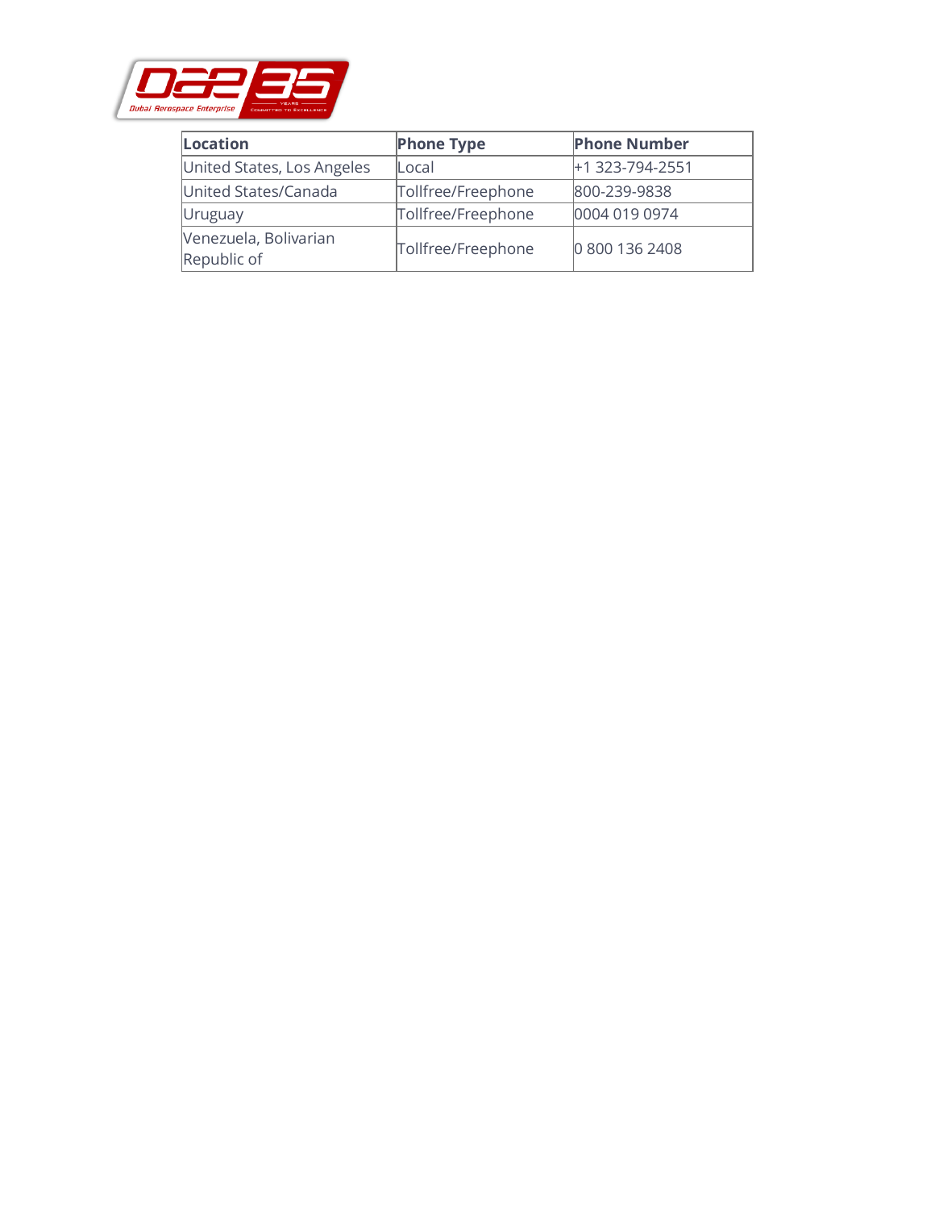| Location | Phone Type | Phone Number |
| --- | --- | --- |
| United States, Los Angeles | Local | +1 323-794-2551 |
| United States/Canada | Tollfree/Freephone | 800-239-9838 |
| Uruguay | Tollfree/Freephone | 0004 019 0974 |
| Venezuela, Bolivarian Republic of | Tollfree/Freephone | 0 800 136 2408 |